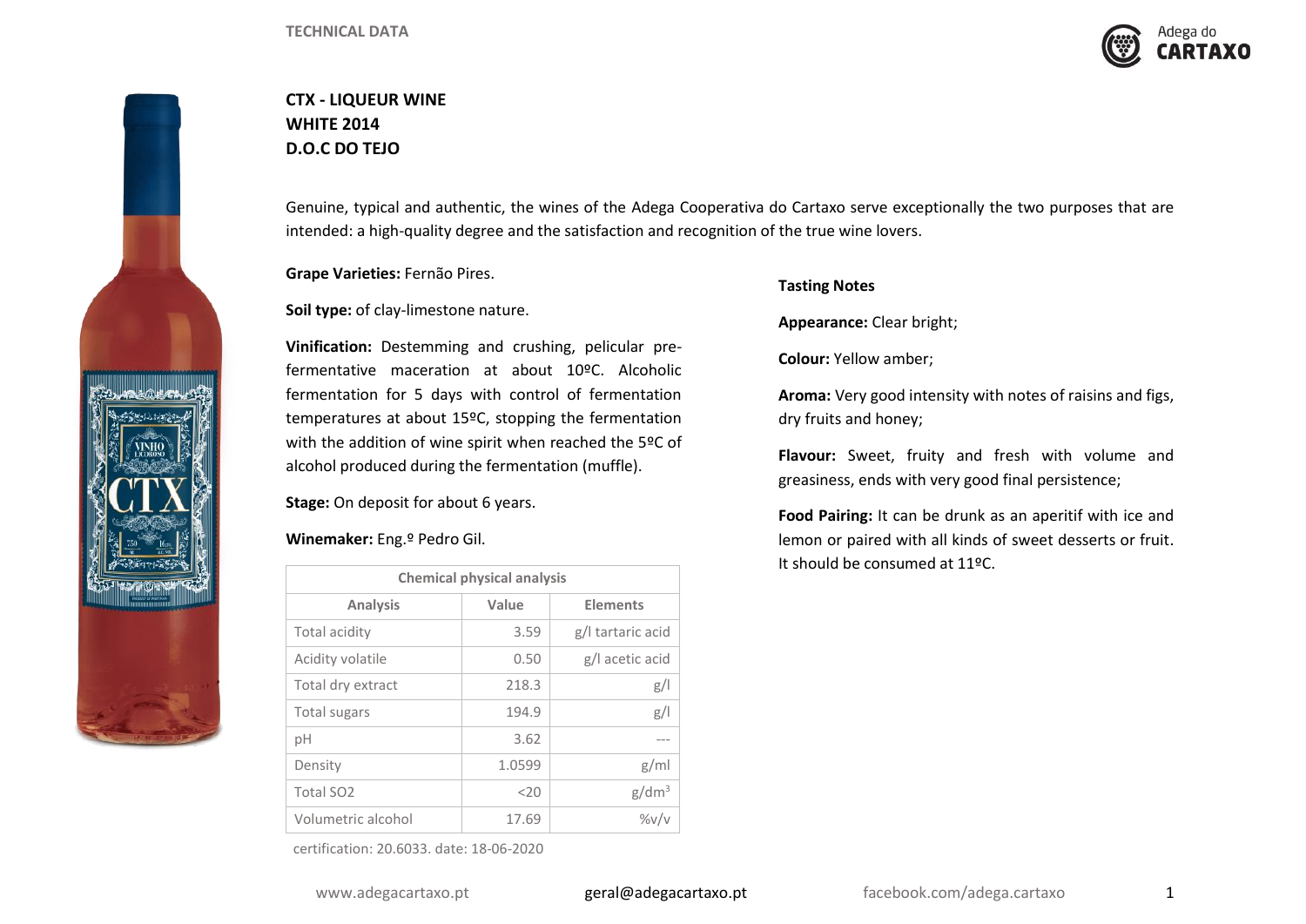TECHNICAL DATA

# CTX - LIQUEUR WINE
# WHITE 2014
# D.O.C DO TEJO

Genuine, typical and authentic, the wines of the Adega Cooperativa do Cartaxo serve exceptionally the two purposes that are intended: a high-quality degree and the satisfaction and recognition of the true wine lovers.

**Grape Varieties:** Fernão Pires.

**Soil type:** of clay-limestone nature.

**Vinification:** Destemming and crushing, pelicular pre-fermentative maceration at about 10ºC. Alcoholic fermentation for 5 days with control of fermentation temperatures at about 15ºC, stopping the fermentation with the addition of wine spirit when reached the 5ºC of alcohol produced during the fermentation (muffle).

**Stage:** On deposit for about 6 years.

**Winemaker:** Eng.º Pedro Gil.

| Chemical physical analysis | | |
|---|---|---|
| **Analysis** | **Value** | **Elements** |
| Total acidity | 3.59 | g/l tartaric acid |
| Acidity volatile | 0.50 | g/l acetic acid |
| Total dry extract | 218.3 | g/l |
| Total sugars | 194.9 | g/l |
| pH | 3.62 | --- |
| Density | 1.0599 | g/ml |
| Total SO2 | <20 | g/dm$^3$ |
| Volumetric alcohol | 17.69 | %v/v |

certification: 20.6033. date: 18-06-2020

**Tasting Notes**

**Appearance:** Clear bright;

**Colour:** Yellow amber;

**Aroma:** Very good intensity with notes of raisins and figs, dry fruits and honey;

**Flavour:** Sweet, fruity and fresh with volume and greasiness, ends with very good final persistence;

**Food Pairing:** It can be drunk as an aperitif with ice and lemon or paired with all kinds of sweet desserts or fruit. It should be consumed at 11ºC.

www.adegacartaxo.pt geral@adegacartaxo.pt facebook.com/adega.cartaxo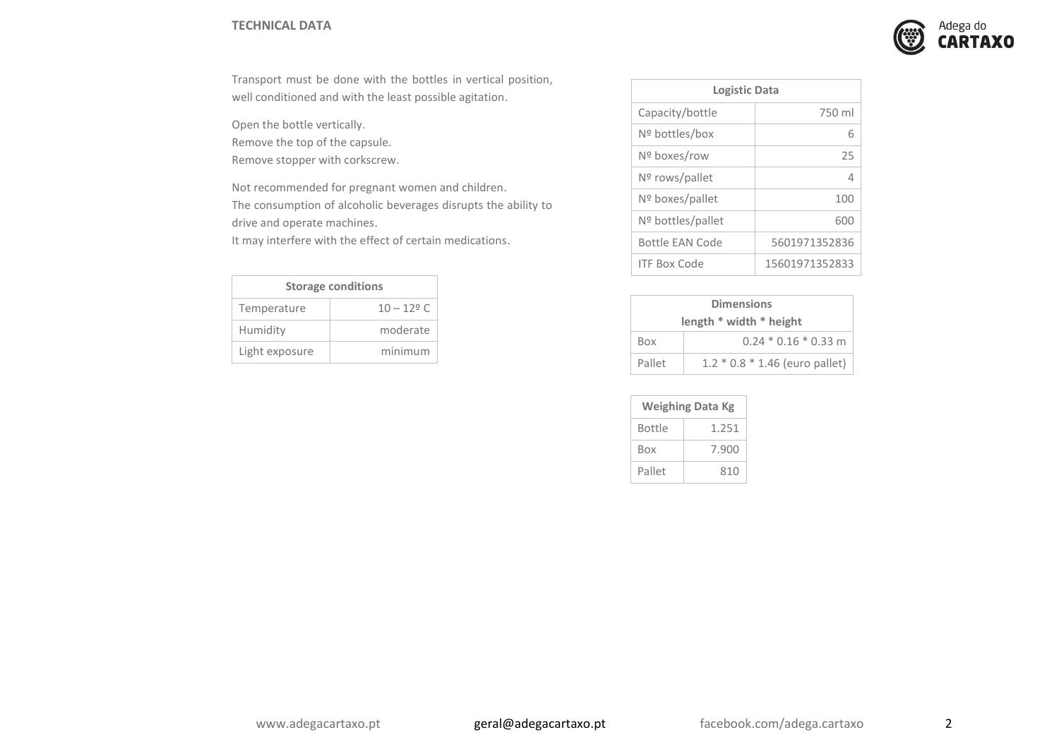## TECHNICAL DATA

Transport must be done with the bottles in vertical position, well conditioned and with the least possible agitation.

Open the bottle vertically.
Remove the top of the capsule.
Remove stopper with corkscrew.

Not recommended for pregnant women and children.
The consumption of alcoholic beverages disrupts the ability to drive and operate machines.
It may interfere with the effect of certain medications.

| Storage conditions | |
|---|---|
| Temperature | 10 – 12º C |
| Humidity | moderate |
| Light exposure | minimum |

| Logistic Data | |
|---|---|
| Capacity/bottle | 750 ml |
| Nº bottles/box | 6 |
| Nº boxes/row | 25 |
| Nº rows/pallet | 4 |
| Nº boxes/pallet | 100 |
| Nº bottles/pallet | 600 |
| Bottle EAN Code | 5601971352836 |
| ITF Box Code | 15601971352833 |

| Dimensions length * width * height | |
|---|---|
| Box | 0.24 * 0.16 * 0.33 m |
| Pallet | 1.2 * 0.8 * 1.46 (euro pallet) |

| Weighing Data Kg | |
|---|---|
| Bottle | 1.251 |
| Box | 7.900 |
| Pallet | 810 |

www.adegacartaxo.pt geral@adegacartaxo.pt facebook.com/adega.cartaxo